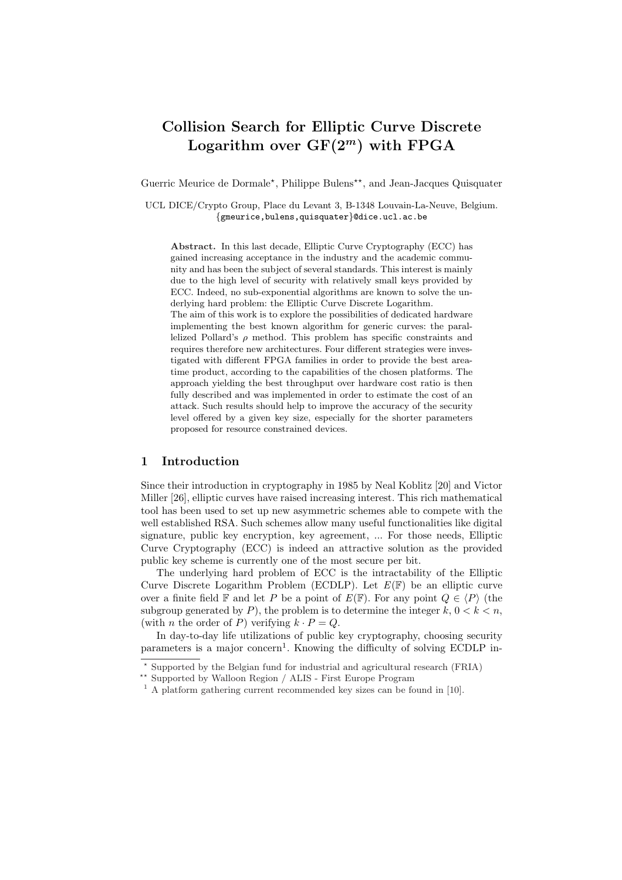# Collision Search for Elliptic Curve Discrete Logarithm over GF($2^m$) with FPGA

Guerric Meurice de Dormale*, Philippe Bulens**, and Jean-Jacques Quisquater

UCL DICE/Crypto Group, Place du Levant 3, B-1348 Louvain-La-Neuve, Belgium.
{gmeurice,bulens,quisquater}@dice.ucl.ac.be

**Abstract.** In this last decade, Elliptic Curve Cryptography (ECC) has gained increasing acceptance in the industry and the academic community and has been the subject of several standards. This interest is mainly due to the high level of security with relatively small keys provided by ECC. Indeed, no sub-exponential algorithms are known to solve the underlying hard problem: the Elliptic Curve Discrete Logarithm.
The aim of this work is to explore the possibilities of dedicated hardware implementing the best known algorithm for generic curves: the parallelized Pollard's $\rho$ method. This problem has specific constraints and requires therefore new architectures. Four different strategies were investigated with different FPGA families in order to provide the best area-time product, according to the capabilities of the chosen platforms. The approach yielding the best throughput over hardware cost ratio is then fully described and was implemented in order to estimate the cost of an attack. Such results should help to improve the accuracy of the security level offered by a given key size, especially for the shorter parameters proposed for resource constrained devices.

## 1 Introduction

Since their introduction in cryptography in 1985 by Neal Koblitz [20] and Victor Miller [26], elliptic curves have raised increasing interest. This rich mathematical tool has been used to set up new asymmetric schemes able to compete with the well established RSA. Such schemes allow many useful functionalities like digital signature, public key encryption, key agreement, ... For those needs, Elliptic Curve Cryptography (ECC) is indeed an attractive solution as the provided public key scheme is currently one of the most secure per bit.

The underlying hard problem of ECC is the intractability of the Elliptic Curve Discrete Logarithm Problem (ECDLP). Let $E(\mathbb{F})$ be an elliptic curve over a finite field $\mathbb{F}$ and let $P$ be a point of $E(\mathbb{F})$. For any point $Q \in \langle P \rangle$ (the subgroup generated by $P$), the problem is to determine the integer $k$, $0 < k < n$, (with $n$ the order of $P$) verifying $k \cdot P = Q$.

In day-to-day life utilizations of public key cryptography, choosing security parameters is a major concern[1]. Knowing the difficulty of solving ECDLP in-

* Supported by the Belgian fund for industrial and agricultural research (FRIA)

** Supported by Walloon Region / ALIS - First Europe Program

[1] A platform gathering current recommended key sizes can be found in [10].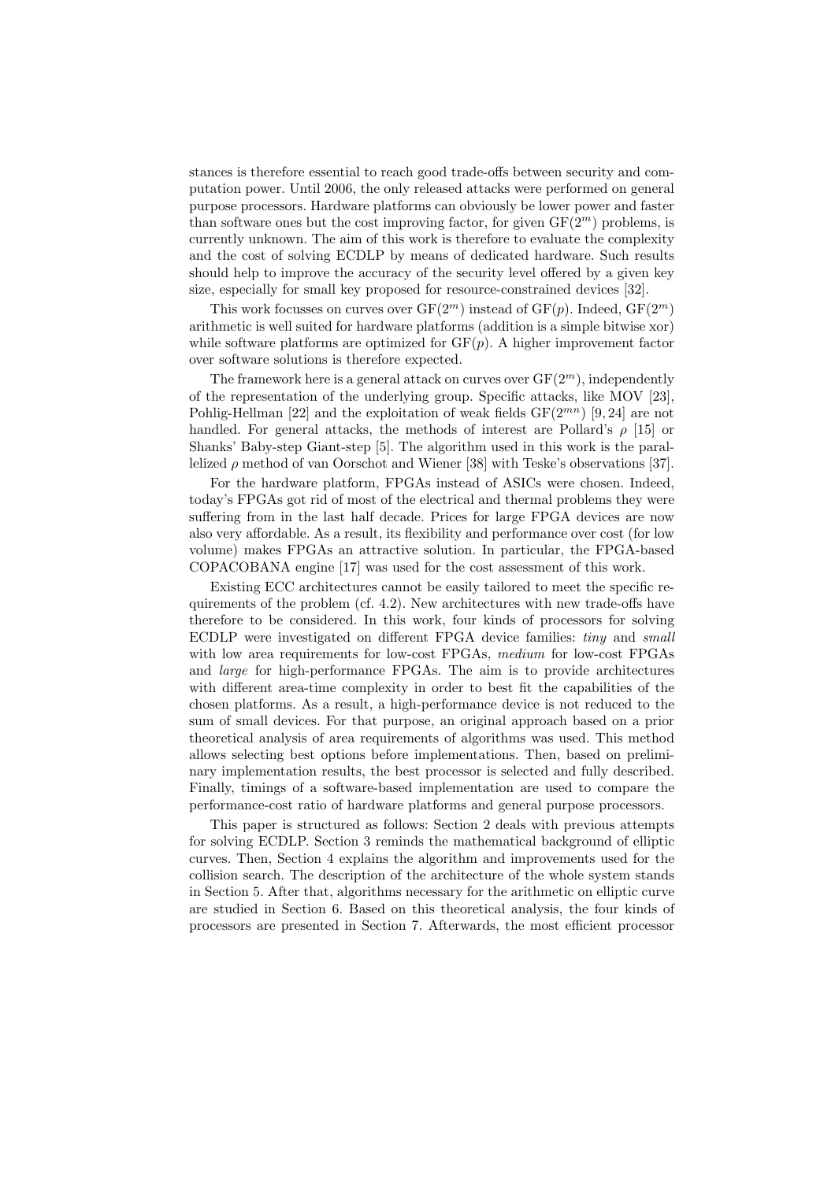stances is therefore essential to reach good trade-offs between security and computation power. Until 2006, the only released attacks were performed on general purpose processors. Hardware platforms can obviously be lower power and faster than software ones but the cost improving factor, for given $\mathrm{GF}(2^m)$ problems, is currently unknown. The aim of this work is therefore to evaluate the complexity and the cost of solving ECDLP by means of dedicated hardware. Such results should help to improve the accuracy of the security level offered by a given key size, especially for small key proposed for resource-constrained devices [32].

This work focusses on curves over $\mathrm{GF}(2^m)$ instead of $\mathrm{GF}(p)$. Indeed, $\mathrm{GF}(2^m)$ arithmetic is well suited for hardware platforms (addition is a simple bitwise xor) while software platforms are optimized for $\mathrm{GF}(p)$. A higher improvement factor over software solutions is therefore expected.

The framework here is a general attack on curves over $\mathrm{GF}(2^m)$, independently of the representation of the underlying group. Specific attacks, like MOV [23], Pohlig-Hellman [22] and the exploitation of weak fields $\mathrm{GF}(2^{mn})$ [9, 24] are not handled. For general attacks, the methods of interest are Pollard's $\rho$ [15] or Shanks' Baby-step Giant-step [5]. The algorithm used in this work is the parallelized $\rho$ method of van Oorschot and Wiener [38] with Teske's observations [37].

For the hardware platform, FPGAs instead of ASICs were chosen. Indeed, today's FPGAs got rid of most of the electrical and thermal problems they were suffering from in the last half decade. Prices for large FPGA devices are now also very affordable. As a result, its flexibility and performance over cost (for low volume) makes FPGAs an attractive solution. In particular, the FPGA-based COPACOBANA engine [17] was used for the cost assessment of this work.

Existing ECC architectures cannot be easily tailored to meet the specific requirements of the problem (cf. 4.2). New architectures with new trade-offs have therefore to be considered. In this work, four kinds of processors for solving ECDLP were investigated on different FPGA device families: *tiny* and *small* with low area requirements for low-cost FPGAs, *medium* for low-cost FPGAs and *large* for high-performance FPGAs. The aim is to provide architectures with different area-time complexity in order to best fit the capabilities of the chosen platforms. As a result, a high-performance device is not reduced to the sum of small devices. For that purpose, an original approach based on a prior theoretical analysis of area requirements of algorithms was used. This method allows selecting best options before implementations. Then, based on preliminary implementation results, the best processor is selected and fully described. Finally, timings of a software-based implementation are used to compare the performance-cost ratio of hardware platforms and general purpose processors.

This paper is structured as follows: Section 2 deals with previous attempts for solving ECDLP. Section 3 reminds the mathematical background of elliptic curves. Then, Section 4 explains the algorithm and improvements used for the collision search. The description of the architecture of the whole system stands in Section 5. After that, algorithms necessary for the arithmetic on elliptic curve are studied in Section 6. Based on this theoretical analysis, the four kinds of processors are presented in Section 7. Afterwards, the most efficient processor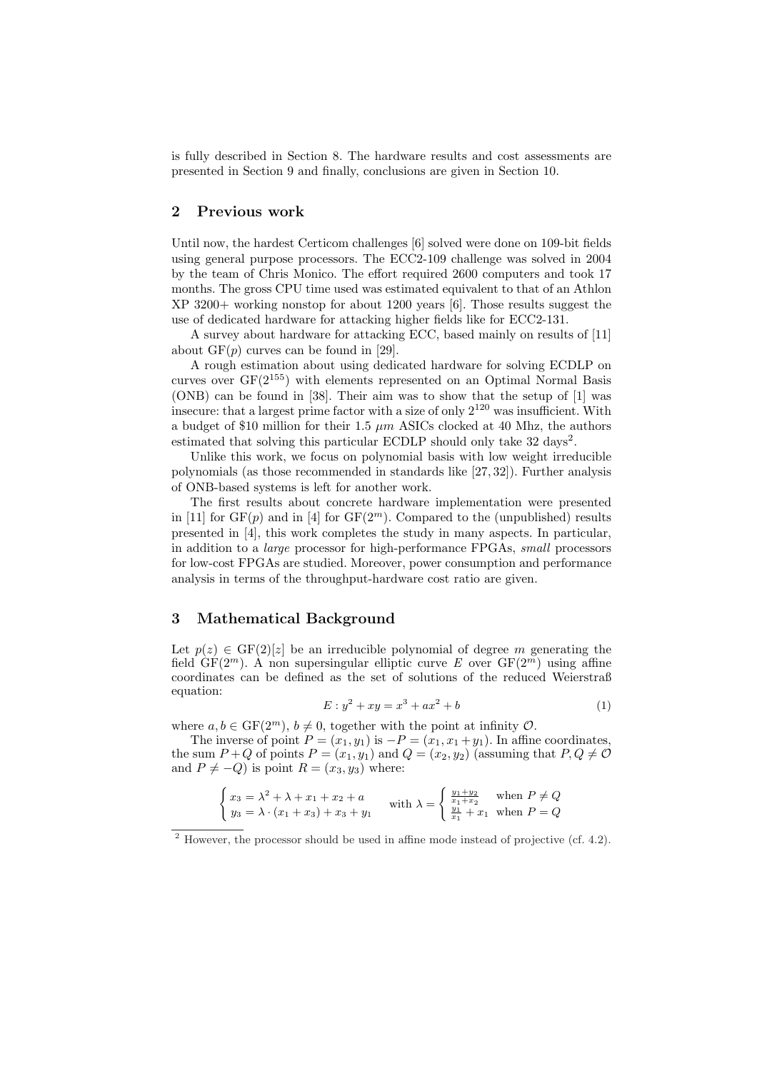is fully described in Section 8. The hardware results and cost assessments are presented in Section 9 and finally, conclusions are given in Section 10.

## 2 Previous work

Until now, the hardest Certicom challenges [6] solved were done on 109-bit fields using general purpose processors. The ECC2-109 challenge was solved in 2004 by the team of Chris Monico. The effort required 2600 computers and took 17 months. The gross CPU time used was estimated equivalent to that of an Athlon XP 3200+ working nonstop for about 1200 years [6]. Those results suggest the use of dedicated hardware for attacking higher fields like for ECC2-131.

A survey about hardware for attacking ECC, based mainly on results of [11] about $\mathrm{GF}(p)$ curves can be found in [29].

A rough estimation about using dedicated hardware for solving ECDLP on curves over $\mathrm{GF}(2^{155})$ with elements represented on an Optimal Normal Basis (ONB) can be found in [38]. Their aim was to show that the setup of [1] was insecure: that a largest prime factor with a size of only $2^{120}$ was insufficient. With a budget of \$10 million for their 1.5 $\mu m$ ASICs clocked at 40 Mhz, the authors estimated that solving this particular ECDLP should only take 32 days[2].

Unlike this work, we focus on polynomial basis with low weight irreducible polynomials (as those recommended in standards like [27, 32]). Further analysis of ONB-based systems is left for another work.

The first results about concrete hardware implementation were presented in [11] for $\mathrm{GF}(p)$ and in [4] for $\mathrm{GF}(2^m)$. Compared to the (unpublished) results presented in [4], this work completes the study in many aspects. In particular, in addition to a *large* processor for high-performance FPGAs, *small* processors for low-cost FPGAs are studied. Moreover, power consumption and performance analysis in terms of the throughput-hardware cost ratio are given.

## 3 Mathematical Background

Let $p(z) \in \mathrm{GF}(2)[z]$ be an irreducible polynomial of degree $m$ generating the field $\mathrm{GF}(2^m)$. A non supersingular elliptic curve $E$ over $\mathrm{GF}(2^m)$ using affine coordinates can be defined as the set of solutions of the reduced Weierstraß equation:

$$E : y^2 + xy = x^3 + ax^2 + b \tag{1}$$

where $a, b \in \mathrm{GF}(2^m)$, $b \neq 0$, together with the point at infinity $\mathcal{O}$.

The inverse of point $P = (x_1, y_1)$ is $-P = (x_1, x_1 + y_1)$. In affine coordinates, the sum $P + Q$ of points $P = (x_1, y_1)$ and $Q = (x_2, y_2)$ (assuming that $P, Q \neq \mathcal{O}$ and $P \neq -Q$) is point $R = (x_3, y_3)$ where:

$$\begin{cases} x_3 = \lambda^2 + \lambda + x_1 + x_2 + a \\ y_3 = \lambda \cdot (x_1 + x_3) + x_3 + y_1 \end{cases} \quad \text{with } \lambda = \begin{cases} \frac{y_1 + y_2}{x_1 + x_2} & \text{when } P \neq Q \\ \frac{y_1}{x_1} + x_1 & \text{when } P = Q \end{cases}$$

[2] However, the processor should be used in affine mode instead of projective (cf. 4.2).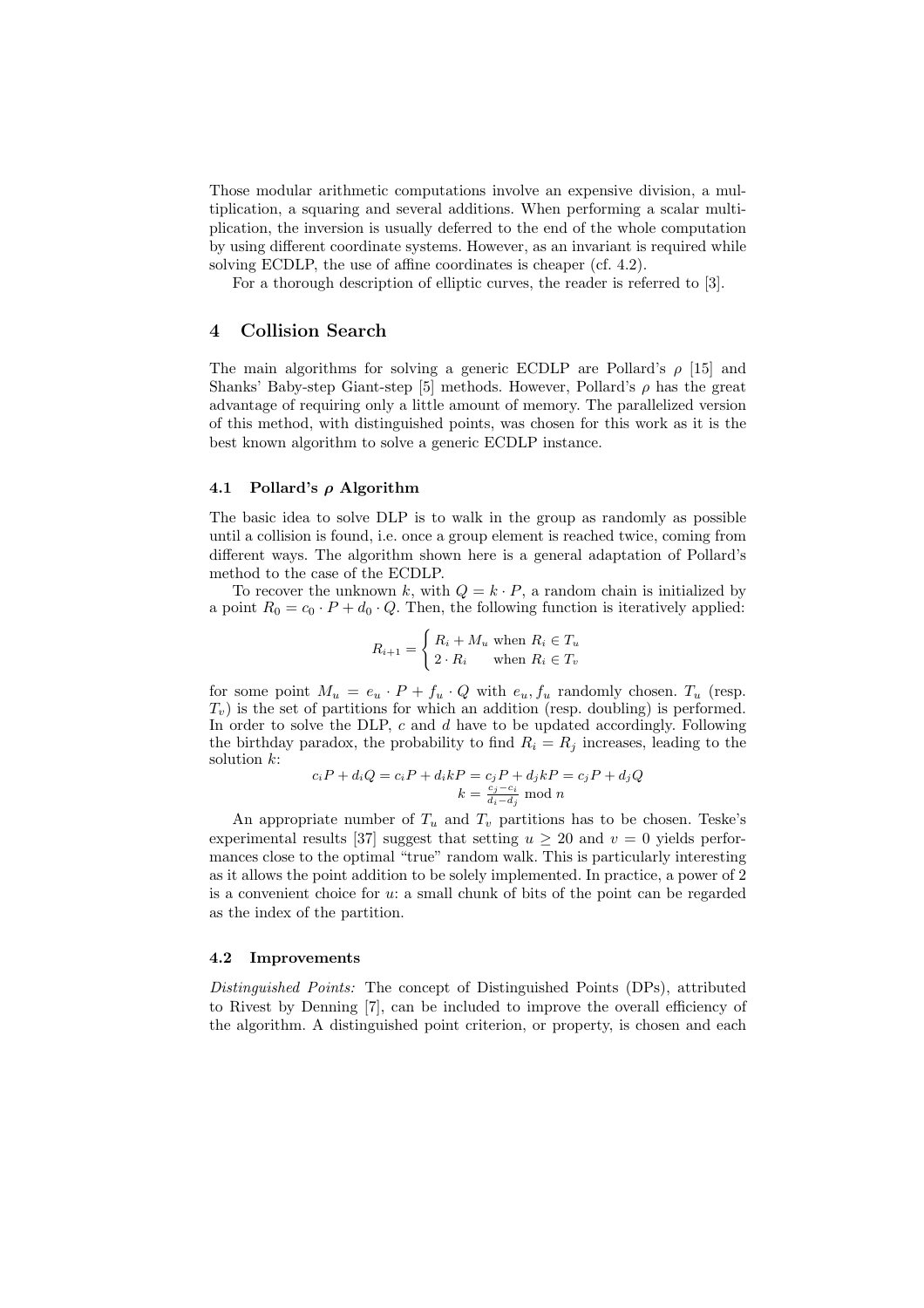Those modular arithmetic computations involve an expensive division, a multiplication, a squaring and several additions. When performing a scalar multiplication, the inversion is usually deferred to the end of the whole computation by using different coordinate systems. However, as an invariant is required while solving ECDLP, the use of affine coordinates is cheaper (cf. 4.2).

For a thorough description of elliptic curves, the reader is referred to [3].

## 4 Collision Search

The main algorithms for solving a generic ECDLP are Pollard's $\rho$ [15] and Shanks' Baby-step Giant-step [5] methods. However, Pollard's $\rho$ has the great advantage of requiring only a little amount of memory. The parallelized version of this method, with distinguished points, was chosen for this work as it is the best known algorithm to solve a generic ECDLP instance.

### 4.1 Pollard's $\rho$ Algorithm

The basic idea to solve DLP is to walk in the group as randomly as possible until a collision is found, i.e. once a group element is reached twice, coming from different ways. The algorithm shown here is a general adaptation of Pollard's method to the case of the ECDLP.

To recover the unknown $k$, with $Q = k \cdot P$, a random chain is initialized by a point $R_0 = c_0 \cdot P + d_0 \cdot Q$. Then, the following function is iteratively applied:

$$R_{i+1} = \begin{cases} R_i + M_u & \text{when } R_i \in T_u \\ 2 \cdot R_i & \text{when } R_i \in T_v \end{cases}$$

for some point $M_u = e_u \cdot P + f_u \cdot Q$ with $e_u, f_u$ randomly chosen. $T_u$ (resp. $T_v$) is the set of partitions for which an addition (resp. doubling) is performed. In order to solve the DLP, $c$ and $d$ have to be updated accordingly. Following the birthday paradox, the probability to find $R_i = R_j$ increases, leading to the solution $k$:

$$c_iP + d_iQ = c_iP + d_ikP = c_jP + d_jkP = c_jP + d_jQ$$
$$k = \frac{c_j - c_i}{d_i - d_j} \bmod n$$

An appropriate number of $T_u$ and $T_v$ partitions has to be chosen. Teske's experimental results [37] suggest that setting $u \geq 20$ and $v = 0$ yields performances close to the optimal "true" random walk. This is particularly interesting as it allows the point addition to be solely implemented. In practice, a power of 2 is a convenient choice for $u$: a small chunk of bits of the point can be regarded as the index of the partition.

### 4.2 Improvements

*Distinguished Points:* The concept of Distinguished Points (DPs), attributed to Rivest by Denning [7], can be included to improve the overall efficiency of the algorithm. A distinguished point criterion, or property, is chosen and each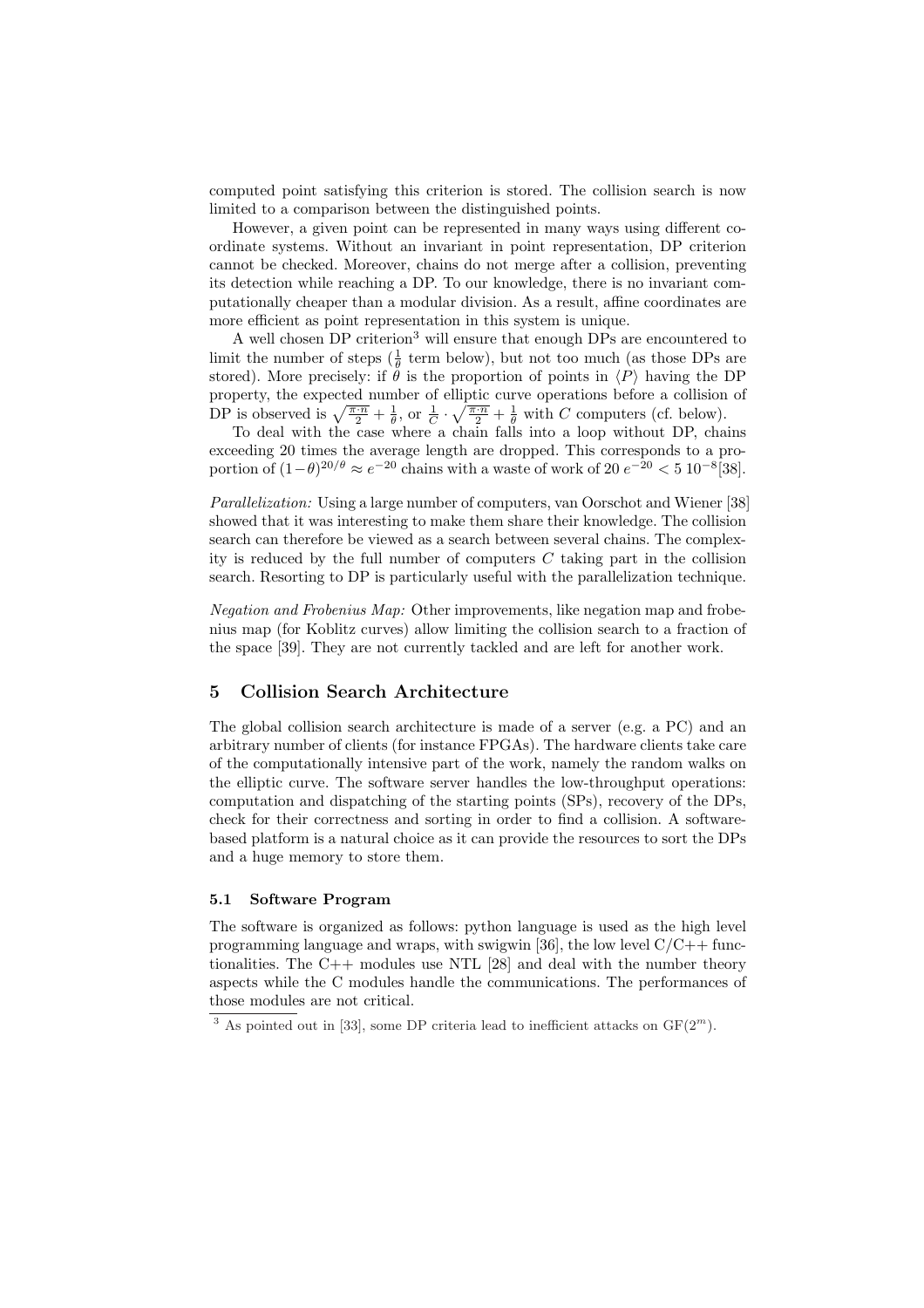computed point satisfying this criterion is stored. The collision search is now limited to a comparison between the distinguished points.

However, a given point can be represented in many ways using different coordinate systems. Without an invariant in point representation, DP criterion cannot be checked. Moreover, chains do not merge after a collision, preventing its detection while reaching a DP. To our knowledge, there is no invariant computationally cheaper than a modular division. As a result, affine coordinates are more efficient as point representation in this system is unique.

A well chosen DP criterion[3] will ensure that enough DPs are encountered to limit the number of steps ($\frac{1}{\theta}$ term below), but not too much (as those DPs are stored). More precisely: if $\theta$ is the proportion of points in $\langle P \rangle$ having the DP property, the expected number of elliptic curve operations before a collision of DP is observed is $\sqrt{\frac{\pi \cdot n}{2}} + \frac{1}{\theta}$, or $\frac{1}{C} \cdot \sqrt{\frac{\pi \cdot n}{2}} + \frac{1}{\theta}$ with $C$ computers (cf. below).

To deal with the case where a chain falls into a loop without DP, chains exceeding 20 times the average length are dropped. This corresponds to a proportion of $(1-\theta)^{20/\theta} \approx e^{-20}$ chains with a waste of work of $20\, e^{-20} < 5\; 10^{-8}$[38].

*Parallelization:* Using a large number of computers, van Oorschot and Wiener [38] showed that it was interesting to make them share their knowledge. The collision search can therefore be viewed as a search between several chains. The complexity is reduced by the full number of computers $C$ taking part in the collision search. Resorting to DP is particularly useful with the parallelization technique.

*Negation and Frobenius Map:* Other improvements, like negation map and frobenius map (for Koblitz curves) allow limiting the collision search to a fraction of the space [39]. They are not currently tackled and are left for another work.

## 5 Collision Search Architecture

The global collision search architecture is made of a server (e.g. a PC) and an arbitrary number of clients (for instance FPGAs). The hardware clients take care of the computationally intensive part of the work, namely the random walks on the elliptic curve. The software server handles the low-throughput operations: computation and dispatching of the starting points (SPs), recovery of the DPs, check for their correctness and sorting in order to find a collision. A software-based platform is a natural choice as it can provide the resources to sort the DPs and a huge memory to store them.

### 5.1 Software Program

The software is organized as follows: python language is used as the high level programming language and wraps, with swigwin [36], the low level C/C++ functionalities. The C++ modules use NTL [28] and deal with the number theory aspects while the C modules handle the communications. The performances of those modules are not critical.

[3] As pointed out in [33], some DP criteria lead to inefficient attacks on $GF(2^m)$.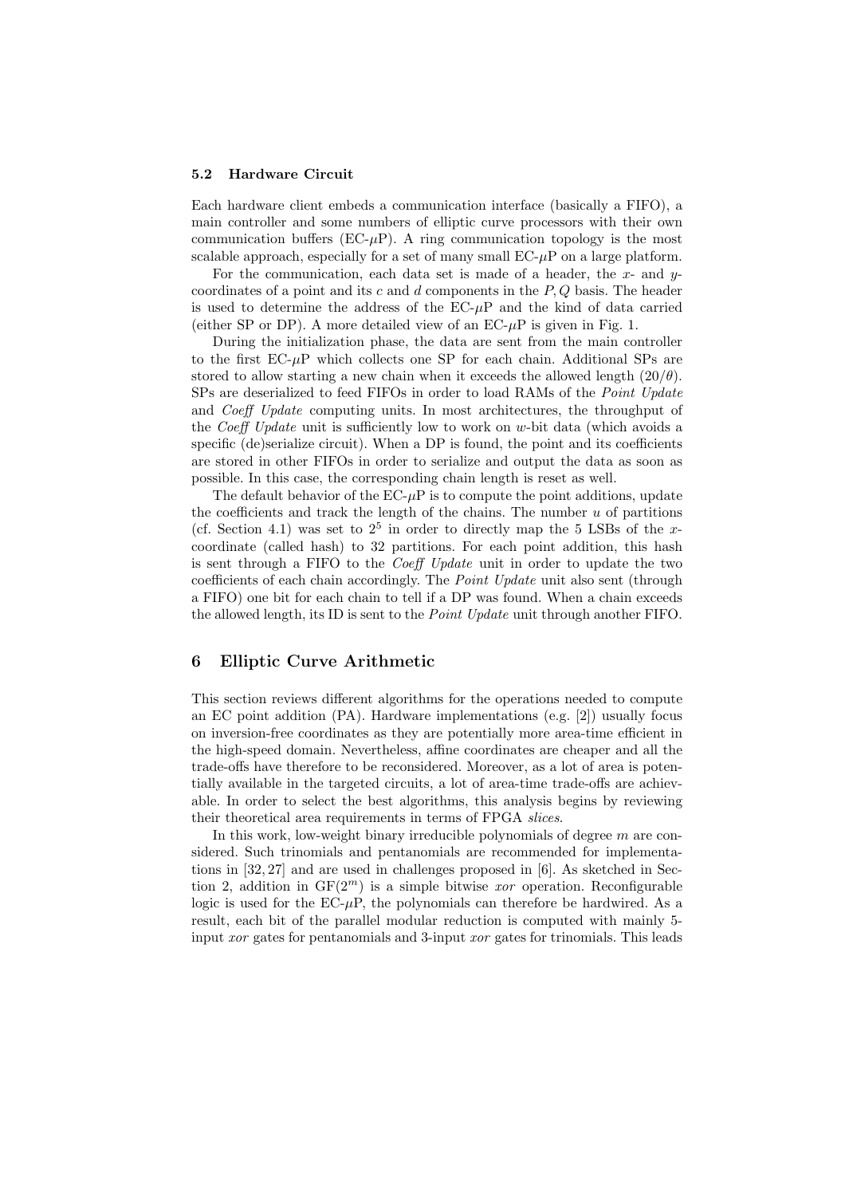### 5.2 Hardware Circuit

Each hardware client embeds a communication interface (basically a FIFO), a main controller and some numbers of elliptic curve processors with their own communication buffers (EC-$\mu$P). A ring communication topology is the most scalable approach, especially for a set of many small EC-$\mu$P on a large platform.

For the communication, each data set is made of a header, the $x$- and $y$-coordinates of a point and its $c$ and $d$ components in the $P, Q$ basis. The header is used to determine the address of the EC-$\mu$P and the kind of data carried (either SP or DP). A more detailed view of an EC-$\mu$P is given in Fig. 1.

During the initialization phase, the data are sent from the main controller to the first EC-$\mu$P which collects one SP for each chain. Additional SPs are stored to allow starting a new chain when it exceeds the allowed length $(20/\theta)$. SPs are deserialized to feed FIFOs in order to load RAMs of the *Point Update* and *Coeff Update* computing units. In most architectures, the throughput of the *Coeff Update* unit is sufficiently low to work on $w$-bit data (which avoids a specific (de)serialize circuit). When a DP is found, the point and its coefficients are stored in other FIFOs in order to serialize and output the data as soon as possible. In this case, the corresponding chain length is reset as well.

The default behavior of the EC-$\mu$P is to compute the point additions, update the coefficients and track the length of the chains. The number $u$ of partitions (cf. Section 4.1) was set to $2^5$ in order to directly map the 5 LSBs of the $x$-coordinate (called hash) to 32 partitions. For each point addition, this hash is sent through a FIFO to the *Coeff Update* unit in order to update the two coefficients of each chain accordingly. The *Point Update* unit also sent (through a FIFO) one bit for each chain to tell if a DP was found. When a chain exceeds the allowed length, its ID is sent to the *Point Update* unit through another FIFO.

## 6 Elliptic Curve Arithmetic

This section reviews different algorithms for the operations needed to compute an EC point addition (PA). Hardware implementations (e.g. [2]) usually focus on inversion-free coordinates as they are potentially more area-time efficient in the high-speed domain. Nevertheless, affine coordinates are cheaper and all the trade-offs have therefore to be reconsidered. Moreover, as a lot of area is potentially available in the targeted circuits, a lot of area-time trade-offs are achievable. In order to select the best algorithms, this analysis begins by reviewing their theoretical area requirements in terms of FPGA *slices*.

In this work, low-weight binary irreducible polynomials of degree $m$ are considered. Such trinomials and pentanomials are recommended for implementations in [32, 27] and are used in challenges proposed in [6]. As sketched in Section 2, addition in $\mathrm{GF}(2^m)$ is a simple bitwise *xor* operation. Reconfigurable logic is used for the EC-$\mu$P, the polynomials can therefore be hardwired. As a result, each bit of the parallel modular reduction is computed with mainly 5-input *xor* gates for pentanomials and 3-input *xor* gates for trinomials. This leads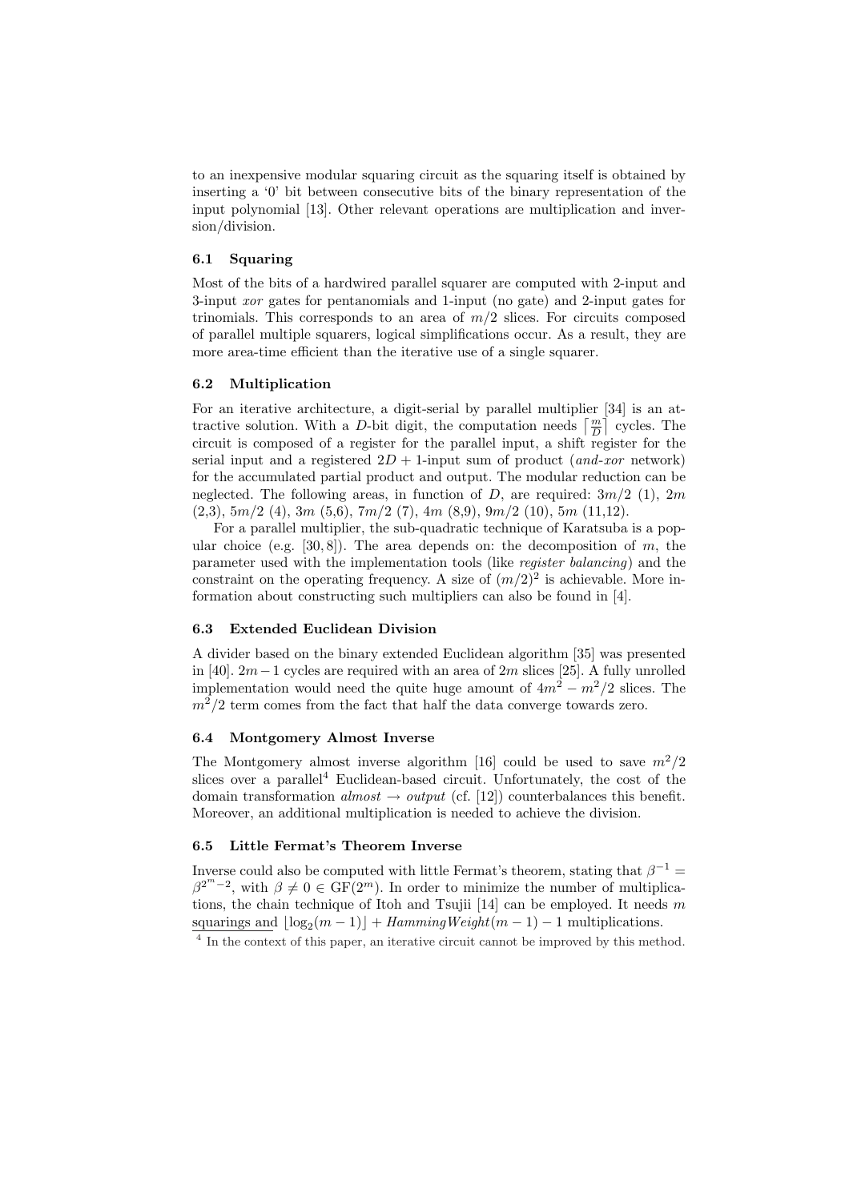to an inexpensive modular squaring circuit as the squaring itself is obtained by inserting a '0' bit between consecutive bits of the binary representation of the input polynomial [13]. Other relevant operations are multiplication and inversion/division.

### 6.1 Squaring

Most of the bits of a hardwired parallel squarer are computed with 2-input and 3-input *xor* gates for pentanomials and 1-input (no gate) and 2-input gates for trinomials. This corresponds to an area of $m/2$ slices. For circuits composed of parallel multiple squarers, logical simplifications occur. As a result, they are more area-time efficient than the iterative use of a single squarer.

### 6.2 Multiplication

For an iterative architecture, a digit-serial by parallel multiplier [34] is an attractive solution. With a $D$-bit digit, the computation needs $\left\lceil \frac{m}{D} \right\rceil$ cycles. The circuit is composed of a register for the parallel input, a shift register for the serial input and a registered $2D+1$-input sum of product (*and-xor* network) for the accumulated partial product and output. The modular reduction can be neglected. The following areas, in function of $D$, are required: $3m/2$ (1), $2m$ (2,3), $5m/2$ (4), $3m$ (5,6), $7m/2$ (7), $4m$ (8,9), $9m/2$ (10), $5m$ (11,12).

For a parallel multiplier, the sub-quadratic technique of Karatsuba is a popular choice (e.g. [30, 8]). The area depends on: the decomposition of $m$, the parameter used with the implementation tools (like *register balancing*) and the constraint on the operating frequency. A size of $(m/2)^2$ is achievable. More information about constructing such multipliers can also be found in [4].

### 6.3 Extended Euclidean Division

A divider based on the binary extended Euclidean algorithm [35] was presented in [40]. $2m-1$ cycles are required with an area of $2m$ slices [25]. A fully unrolled implementation would need the quite huge amount of $4m^2 - m^2/2$ slices. The $m^2/2$ term comes from the fact that half the data converge towards zero.

### 6.4 Montgomery Almost Inverse

The Montgomery almost inverse algorithm [16] could be used to save $m^2/2$ slices over a parallel[4] Euclidean-based circuit. Unfortunately, the cost of the domain transformation *almost* $\rightarrow$ *output* (cf. [12]) counterbalances this benefit. Moreover, an additional multiplication is needed to achieve the division.

### 6.5 Little Fermat's Theorem Inverse

Inverse could also be computed with little Fermat's theorem, stating that $\beta^{-1} = \beta^{2^m-2}$, with $\beta \neq 0 \in \mathrm{GF}(2^m)$. In order to minimize the number of multiplications, the chain technique of Itoh and Tsujii [14] can be employed. It needs $m$ squarings and $\lfloor \log_2(m-1) \rfloor + \mathit{HammingWeight}(m-1) - 1$ multiplications.

[4] In the context of this paper, an iterative circuit cannot be improved by this method.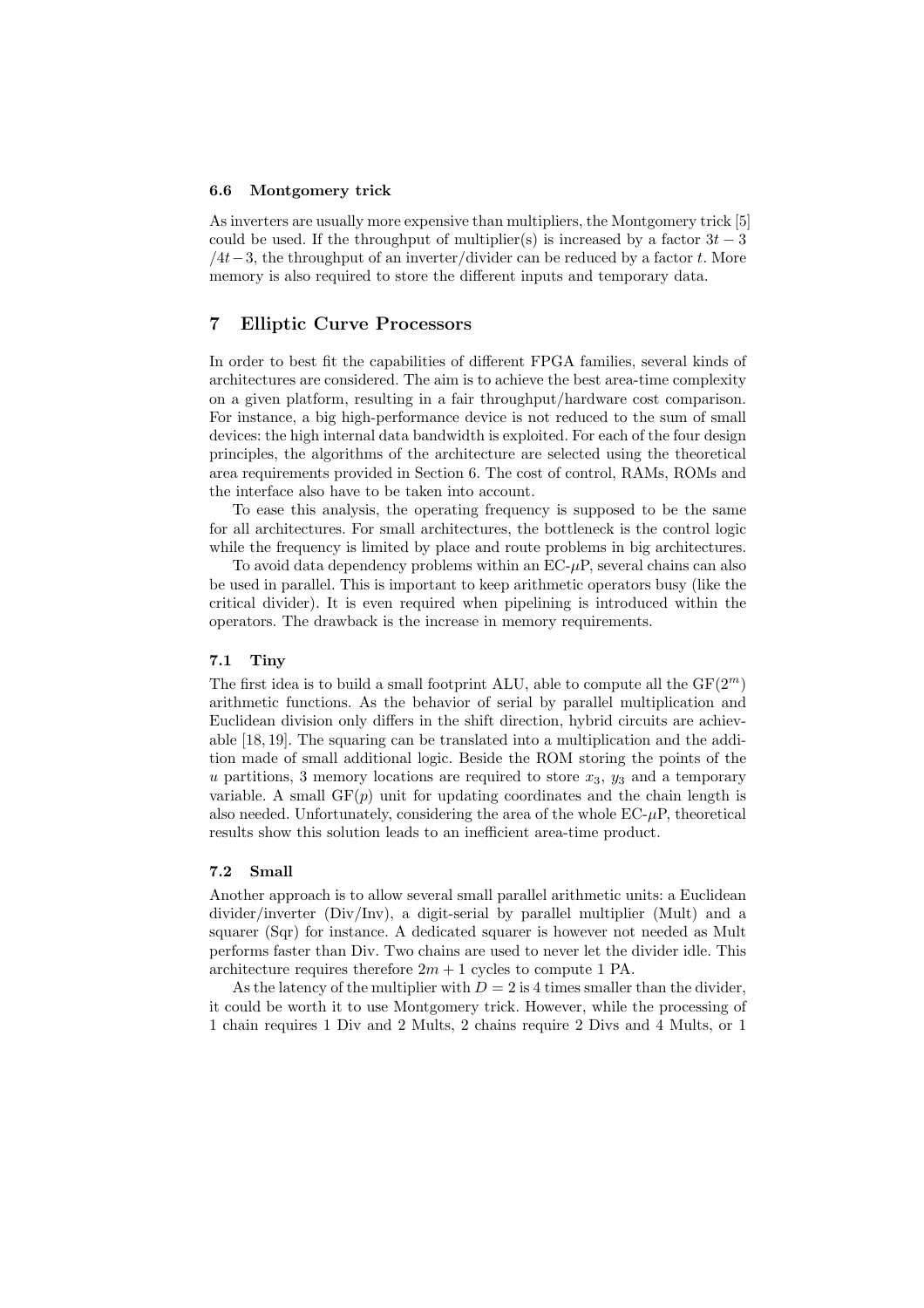### 6.6 Montgomery trick

As inverters are usually more expensive than multipliers, the Montgomery trick [5] could be used. If the throughput of multiplier(s) is increased by a factor $3t - 3$ $/4t - 3$, the throughput of an inverter/divider can be reduced by a factor $t$. More memory is also required to store the different inputs and temporary data.

## 7 Elliptic Curve Processors

In order to best fit the capabilities of different FPGA families, several kinds of architectures are considered. The aim is to achieve the best area-time complexity on a given platform, resulting in a fair throughput/hardware cost comparison. For instance, a big high-performance device is not reduced to the sum of small devices: the high internal data bandwidth is exploited. For each of the four design principles, the algorithms of the architecture are selected using the theoretical area requirements provided in Section 6. The cost of control, RAMs, ROMs and the interface also have to be taken into account.

To ease this analysis, the operating frequency is supposed to be the same for all architectures. For small architectures, the bottleneck is the control logic while the frequency is limited by place and route problems in big architectures.

To avoid data dependency problems within an EC-$\mu$P, several chains can also be used in parallel. This is important to keep arithmetic operators busy (like the critical divider). It is even required when pipelining is introduced within the operators. The drawback is the increase in memory requirements.

### 7.1 Tiny

The first idea is to build a small footprint ALU, able to compute all the GF($2^m$) arithmetic functions. As the behavior of serial by parallel multiplication and Euclidean division only differs in the shift direction, hybrid circuits are achievable [18, 19]. The squaring can be translated into a multiplication and the addition made of small additional logic. Beside the ROM storing the points of the $u$ partitions, 3 memory locations are required to store $x_3$, $y_3$ and a temporary variable. A small GF($p$) unit for updating coordinates and the chain length is also needed. Unfortunately, considering the area of the whole EC-$\mu$P, theoretical results show this solution leads to an inefficient area-time product.

### 7.2 Small

Another approach is to allow several small parallel arithmetic units: a Euclidean divider/inverter (Div/Inv), a digit-serial by parallel multiplier (Mult) and a squarer (Sqr) for instance. A dedicated squarer is however not needed as Mult performs faster than Div. Two chains are used to never let the divider idle. This architecture requires therefore $2m + 1$ cycles to compute 1 PA.

As the latency of the multiplier with $D = 2$ is 4 times smaller than the divider, it could be worth it to use Montgomery trick. However, while the processing of 1 chain requires 1 Div and 2 Mults, 2 chains require 2 Divs and 4 Mults, or 1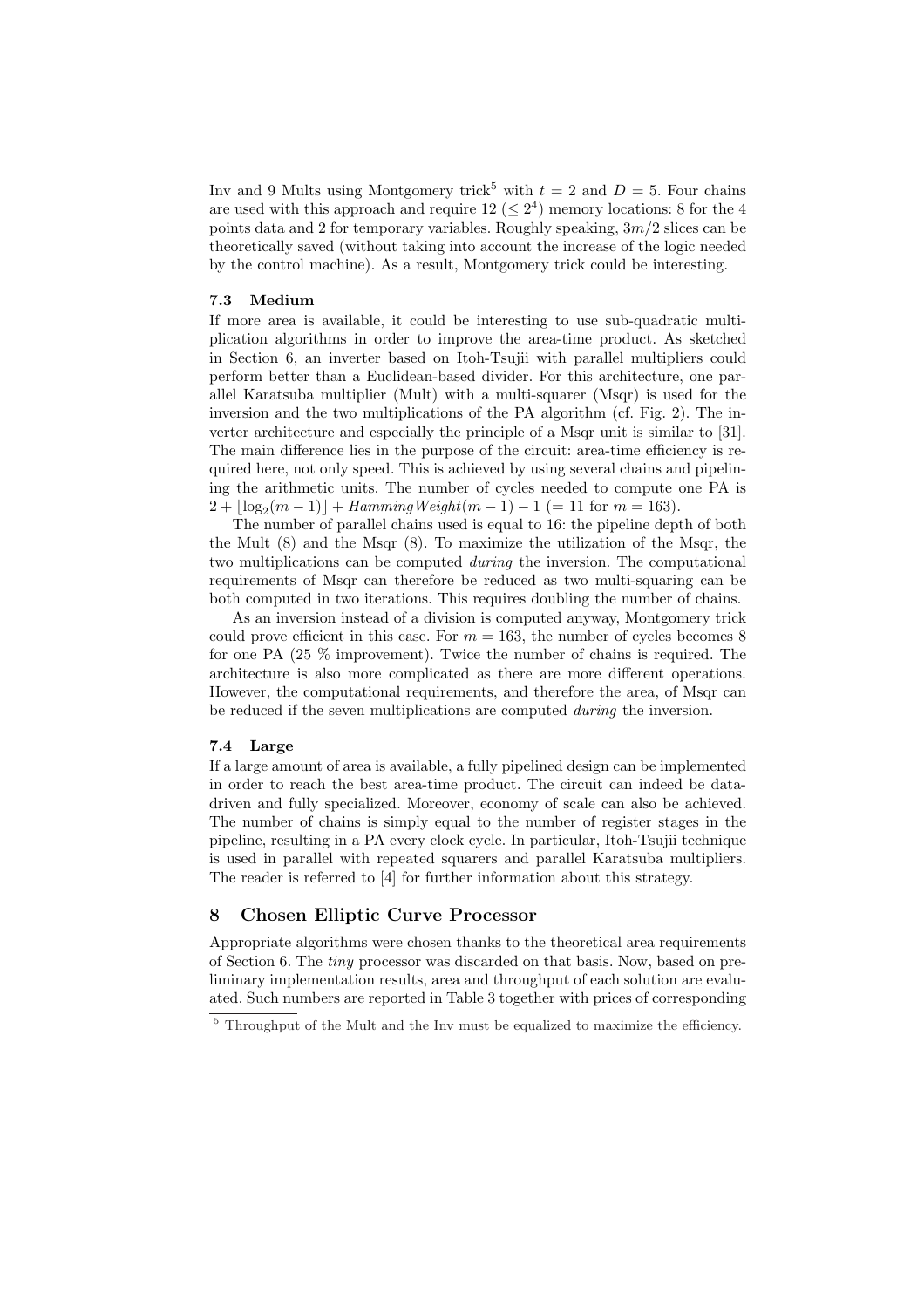Inv and 9 Mults using Montgomery trick[5] with $t = 2$ and $D = 5$. Four chains are used with this approach and require 12 ($\leq 2^4$) memory locations: 8 for the 4 points data and 2 for temporary variables. Roughly speaking, $3m/2$ slices can be theoretically saved (without taking into account the increase of the logic needed by the control machine). As a result, Montgomery trick could be interesting.

### 7.3 Medium

If more area is available, it could be interesting to use sub-quadratic multiplication algorithms in order to improve the area-time product. As sketched in Section 6, an inverter based on Itoh-Tsujii with parallel multipliers could perform better than a Euclidean-based divider. For this architecture, one parallel Karatsuba multiplier (Mult) with a multi-squarer (Msqr) is used for the inversion and the two multiplications of the PA algorithm (cf. Fig. 2). The inverter architecture and especially the principle of a Msqr unit is similar to [31]. The main difference lies in the purpose of the circuit: area-time efficiency is required here, not only speed. This is achieved by using several chains and pipelining the arithmetic units. The number of cycles needed to compute one PA is $2 + \lfloor \log_2(m-1) \rfloor + \mathit{HammingWeight}(m-1) - 1$ ($= 11$ for $m = 163$).

The number of parallel chains used is equal to 16: the pipeline depth of both the Mult (8) and the Msqr (8). To maximize the utilization of the Msqr, the two multiplications can be computed *during* the inversion. The computational requirements of Msqr can therefore be reduced as two multi-squaring can be both computed in two iterations. This requires doubling the number of chains.

As an inversion instead of a division is computed anyway, Montgomery trick could prove efficient in this case. For $m = 163$, the number of cycles becomes 8 for one PA (25 % improvement). Twice the number of chains is required. The architecture is also more complicated as there are more different operations. However, the computational requirements, and therefore the area, of Msqr can be reduced if the seven multiplications are computed *during* the inversion.

### 7.4 Large

If a large amount of area is available, a fully pipelined design can be implemented in order to reach the best area-time product. The circuit can indeed be data-driven and fully specialized. Moreover, economy of scale can also be achieved. The number of chains is simply equal to the number of register stages in the pipeline, resulting in a PA every clock cycle. In particular, Itoh-Tsujii technique is used in parallel with repeated squarers and parallel Karatsuba multipliers. The reader is referred to [4] for further information about this strategy.

## 8 Chosen Elliptic Curve Processor

Appropriate algorithms were chosen thanks to the theoretical area requirements of Section 6. The *tiny* processor was discarded on that basis. Now, based on preliminary implementation results, area and throughput of each solution are evaluated. Such numbers are reported in Table 3 together with prices of corresponding

[5] Throughput of the Mult and the Inv must be equalized to maximize the efficiency.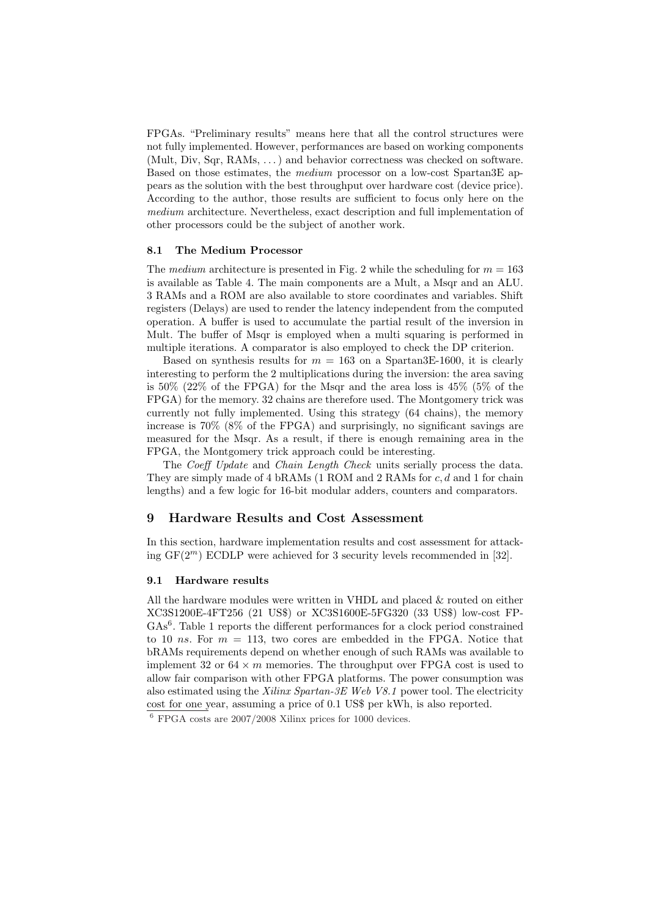FPGAs. "Preliminary results" means here that all the control structures were not fully implemented. However, performances are based on working components (Mult, Div, Sqr, RAMs, ...) and behavior correctness was checked on software. Based on those estimates, the *medium* processor on a low-cost Spartan3E appears as the solution with the best throughput over hardware cost (device price). According to the author, those results are sufficient to focus only here on the *medium* architecture. Nevertheless, exact description and full implementation of other processors could be the subject of another work.

### 8.1 The Medium Processor

The *medium* architecture is presented in Fig. 2 while the scheduling for $m = 163$ is available as Table 4. The main components are a Mult, a Msqr and an ALU. 3 RAMs and a ROM are also available to store coordinates and variables. Shift registers (Delays) are used to render the latency independent from the computed operation. A buffer is used to accumulate the partial result of the inversion in Mult. The buffer of Msqr is employed when a multi squaring is performed in multiple iterations. A comparator is also employed to check the DP criterion.

Based on synthesis results for $m = 163$ on a Spartan3E-1600, it is clearly interesting to perform the 2 multiplications during the inversion: the area saving is 50% (22% of the FPGA) for the Msqr and the area loss is 45% (5% of the FPGA) for the memory. 32 chains are therefore used. The Montgomery trick was currently not fully implemented. Using this strategy (64 chains), the memory increase is 70% (8% of the FPGA) and surprisingly, no significant savings are measured for the Msqr. As a result, if there is enough remaining area in the FPGA, the Montgomery trick approach could be interesting.

The *Coeff Update* and *Chain Length Check* units serially process the data. They are simply made of 4 bRAMs (1 ROM and 2 RAMs for $c, d$ and 1 for chain lengths) and a few logic for 16-bit modular adders, counters and comparators.

## 9 Hardware Results and Cost Assessment

In this section, hardware implementation results and cost assessment for attacking $GF(2^m)$ ECDLP were achieved for 3 security levels recommended in [32].

### 9.1 Hardware results

All the hardware modules were written in VHDL and placed & routed on either XC3S1200E-4FT256 (21 US$) or XC3S1600E-5FG320 (33 US$) low-cost FPGAs[6]. Table 1 reports the different performances for a clock period constrained to 10 *ns*. For $m = 113$, two cores are embedded in the FPGA. Notice that bRAMs requirements depend on whether enough of such RAMs was available to implement 32 or $64 \times m$ memories. The throughput over FPGA cost is used to allow fair comparison with other FPGA platforms. The power consumption was also estimated using the *Xilinx Spartan-3E Web V8.1* power tool. The electricity cost for one year, assuming a price of 0.1 US$ per kWh, is also reported.

[6] FPGA costs are 2007/2008 Xilinx prices for 1000 devices.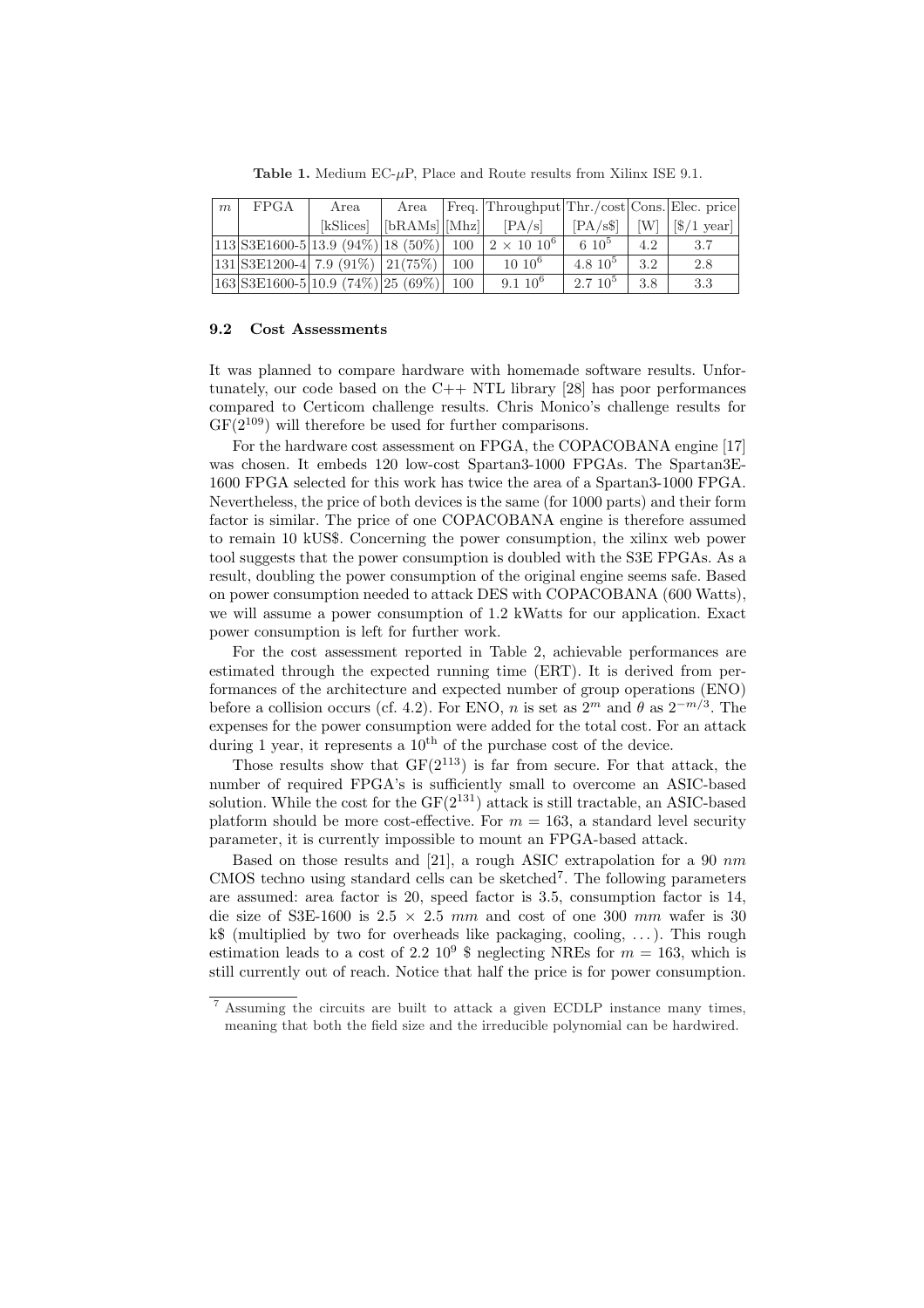**Table 1.** Medium EC-$\mu$P, Place and Route results from Xilinx ISE 9.1.

| $m$ | FPGA | Area | Area | Freq. | Throughput | Thr./cost | Cons. | Elec. price |
|---|---|---|---|---|---|---|---|---|
| | | [kSlices] | [bRAMs] | [Mhz] | [PA/s] | [PA/s$] | [W] | [$/1 year] |
| 113 | S3E1600-5 | 13.9 (94%) | 18 (50%) | 100 | $2 \times 10\ 10^6$ | $6\ 10^5$ | 4.2 | 3.7 |
| 131 | S3E1200-4 | 7.9 (91%) | 21(75%) | 100 | $10\ 10^6$ | $4.8\ 10^5$ | 3.2 | 2.8 |
| 163 | S3E1600-5 | 10.9 (74%) | 25 (69%) | 100 | $9.1\ 10^6$ | $2.7\ 10^5$ | 3.8 | 3.3 |

### 9.2 Cost Assessments

It was planned to compare hardware with homemade software results. Unfortunately, our code based on the C++ NTL library [28] has poor performances compared to Certicom challenge results. Chris Monico's challenge results for $GF(2^{109})$ will therefore be used for further comparisons.

For the hardware cost assessment on FPGA, the COPACOBANA engine [17] was chosen. It embeds 120 low-cost Spartan3-1000 FPGAs. The Spartan3E-1600 FPGA selected for this work has twice the area of a Spartan3-1000 FPGA. Nevertheless, the price of both devices is the same (for 1000 parts) and their form factor is similar. The price of one COPACOBANA engine is therefore assumed to remain 10 kUS$. Concerning the power consumption, the xilinx web power tool suggests that the power consumption is doubled with the S3E FPGAs. As a result, doubling the power consumption of the original engine seems safe. Based on power consumption needed to attack DES with COPACOBANA (600 Watts), we will assume a power consumption of 1.2 kWatts for our application. Exact power consumption is left for further work.

For the cost assessment reported in Table 2, achievable performances are estimated through the expected running time (ERT). It is derived from performances of the architecture and expected number of group operations (ENO) before a collision occurs (cf. 4.2). For ENO, $n$ is set as $2^m$ and $\theta$ as $2^{-m/3}$. The expenses for the power consumption were added for the total cost. For an attack during 1 year, it represents a $10^{\text{th}}$ of the purchase cost of the device.

Those results show that $GF(2^{113})$ is far from secure. For that attack, the number of required FPGA's is sufficiently small to overcome an ASIC-based solution. While the cost for the $GF(2^{131})$ attack is still tractable, an ASIC-based platform should be more cost-effective. For $m = 163$, a standard level security parameter, it is currently impossible to mount an FPGA-based attack.

Based on those results and [21], a rough ASIC extrapolation for a 90 *nm* CMOS techno using standard cells can be sketched[7]. The following parameters are assumed: area factor is 20, speed factor is 3.5, consumption factor is 14, die size of S3E-1600 is $2.5 \times 2.5$ *mm* and cost of one 300 *mm* wafer is 30 k$ (multiplied by two for overheads like packaging, cooling, ...). This rough estimation leads to a cost of $2.2\ 10^9$ $ neglecting NREs for $m = 163$, which is still currently out of reach. Notice that half the price is for power consumption.

---

[7] Assuming the circuits are built to attack a given ECDLP instance many times, meaning that both the field size and the irreducible polynomial can be hardwired.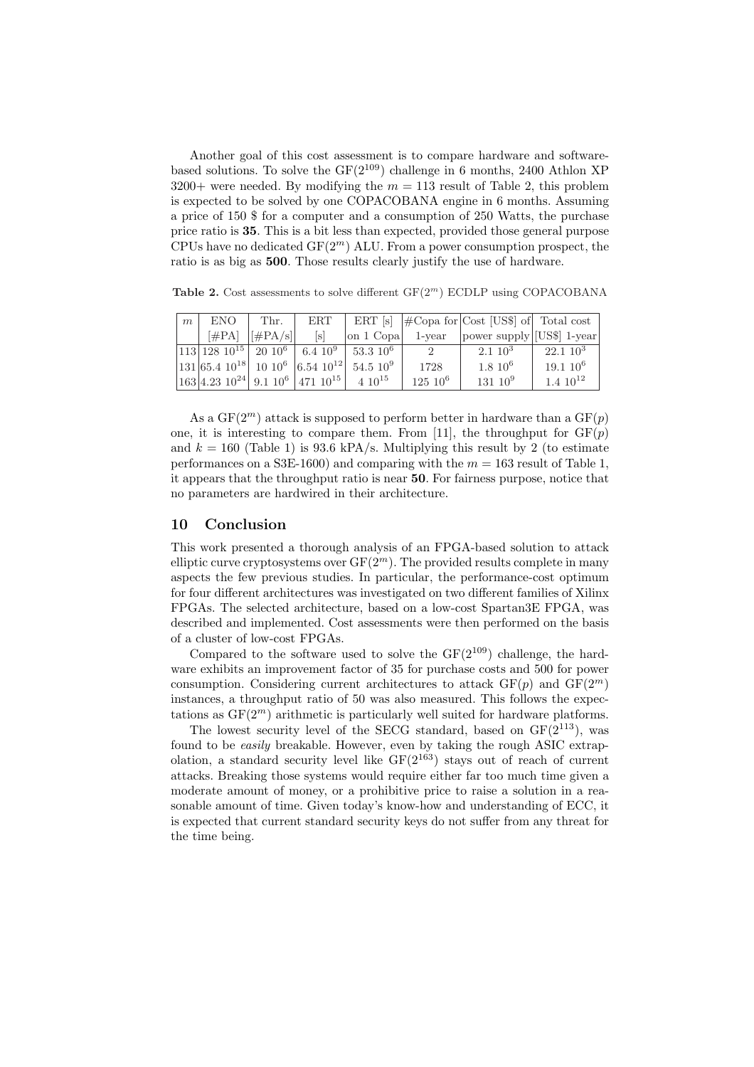Another goal of this cost assessment is to compare hardware and software-based solutions. To solve the GF($2^{109}$) challenge in 6 months, 2400 Athlon XP 3200+ were needed. By modifying the $m = 113$ result of Table 2, this problem is expected to be solved by one COPACOBANA engine in 6 months. Assuming a price of 150 $ for a computer and a consumption of 250 Watts, the purchase price ratio is **35**. This is a bit less than expected, provided those general purpose CPUs have no dedicated GF($2^m$) ALU. From a power consumption prospect, the ratio is as big as **500**. Those results clearly justify the use of hardware.

**Table 2.** Cost assessments to solve different GF($2^m$) ECDLP using COPACOBANA

| $m$ | ENO [#PA] | Thr. [#PA/s] | ERT [s] | ERT [s] on 1 Copa | #Copa for 1-year | Cost [US$] of power supply | Total cost [US$] 1-year |
|---|---|---|---|---|---|---|---|
| 113 | $128\ 10^{15}$ | $20\ 10^{6}$ | $6.4\ 10^{9}$ | $53.3\ 10^{6}$ | 2 | $2.1\ 10^{3}$ | $22.1\ 10^{3}$ |
| 131 | $65.4\ 10^{18}$ | $10\ 10^{6}$ | $6.54\ 10^{12}$ | $54.5\ 10^{9}$ | 1728 | $1.8\ 10^{6}$ | $19.1\ 10^{6}$ |
| 163 | $4.23\ 10^{24}$ | $9.1\ 10^{6}$ | $471\ 10^{15}$ | $4\ 10^{15}$ | $125\ 10^{6}$ | $131\ 10^{9}$ | $1.4\ 10^{12}$ |

As a GF($2^m$) attack is supposed to perform better in hardware than a GF($p$) one, it is interesting to compare them. From [11], the throughput for GF($p$) and $k = 160$ (Table 1) is 93.6 kPA/s. Multiplying this result by 2 (to estimate performances on a S3E-1600) and comparing with the $m = 163$ result of Table 1, it appears that the throughput ratio is near **50**. For fairness purpose, notice that no parameters are hardwired in their architecture.

## 10 Conclusion

This work presented a thorough analysis of an FPGA-based solution to attack elliptic curve cryptosystems over GF($2^m$). The provided results complete in many aspects the few previous studies. In particular, the performance-cost optimum for four different architectures was investigated on two different families of Xilinx FPGAs. The selected architecture, based on a low-cost Spartan3E FPGA, was described and implemented. Cost assessments were then performed on the basis of a cluster of low-cost FPGAs.

Compared to the software used to solve the GF($2^{109}$) challenge, the hardware exhibits an improvement factor of 35 for purchase costs and 500 for power consumption. Considering current architectures to attack GF($p$) and GF($2^m$) instances, a throughput ratio of 50 was also measured. This follows the expectations as GF($2^m$) arithmetic is particularly well suited for hardware platforms.

The lowest security level of the SECG standard, based on GF($2^{113}$), was found to be *easily* breakable. However, even by taking the rough ASIC extrapolation, a standard security level like GF($2^{163}$) stays out of reach of current attacks. Breaking those systems would require either far too much time given a moderate amount of money, or a prohibitive price to raise a solution in a reasonable amount of time. Given today's know-how and understanding of ECC, it is expected that current standard security keys do not suffer from any threat for the time being.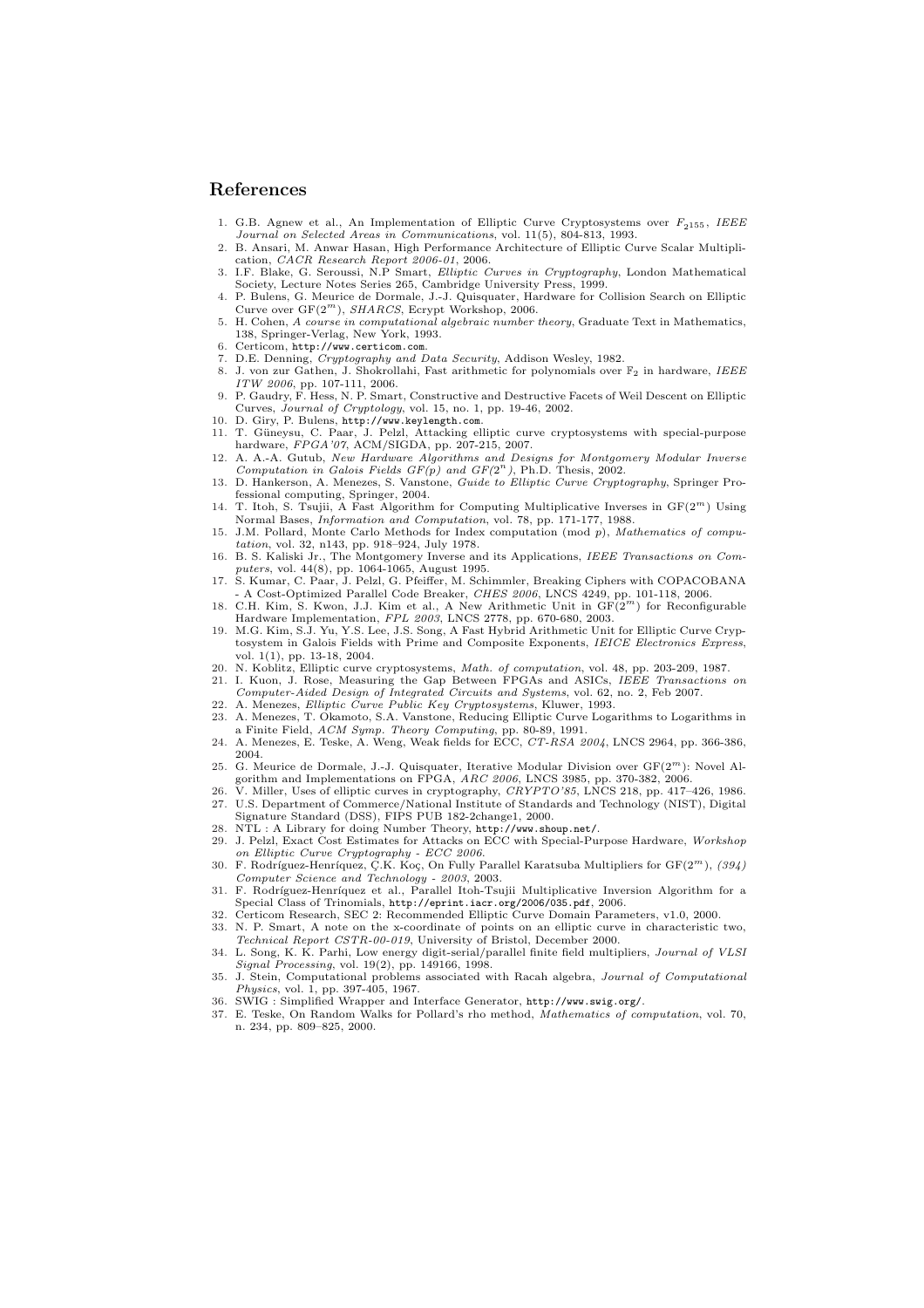## References

1. G.B. Agnew et al., An Implementation of Elliptic Curve Cryptosystems over $F_{2^{155}}$, *IEEE Journal on Selected Areas in Communications*, vol. 11(5), 804-813, 1993.
2. B. Ansari, M. Anwar Hasan, High Performance Architecture of Elliptic Curve Scalar Multiplication, *CACR Research Report 2006-01*, 2006.
3. I.F. Blake, G. Seroussi, N.P Smart, *Elliptic Curves in Cryptography*, London Mathematical Society, Lecture Notes Series 265, Cambridge University Press, 1999.
4. P. Bulens, G. Meurice de Dormale, J.-J. Quisquater, Hardware for Collision Search on Elliptic Curve over GF($2^m$), *SHARCS*, Ecrypt Workshop, 2006.
5. H. Cohen, *A course in computational algebraic number theory*, Graduate Text in Mathematics, 138, Springer-Verlag, New York, 1993.
6. Certicom, http://www.certicom.com.
7. D.E. Denning, *Cryptography and Data Security*, Addison Wesley, 1982.
8. J. von zur Gathen, J. Shokrollahi, Fast arithmetic for polynomials over $\mathbb{F}_2$ in hardware, *IEEE ITW 2006*, pp. 107-111, 2006.
9. P. Gaudry, F. Hess, N. P. Smart, Constructive and Destructive Facets of Weil Descent on Elliptic Curves, *Journal of Cryptology*, vol. 15, no. 1, pp. 19-46, 2002.
10. D. Giry, P. Bulens, http://www.keylength.com.
11. T. Güneysu, C. Paar, J. Pelzl, Attacking elliptic curve cryptosystems with special-purpose hardware, *FPGA'07*, ACM/SIGDA, pp. 207-215, 2007.
12. A. A.-A. Gutub, *New Hardware Algorithms and Designs for Montgomery Modular Inverse Computation in Galois Fields GF(p) and GF($2^n$)*, Ph.D. Thesis, 2002.
13. D. Hankerson, A. Menezes, S. Vanstone, *Guide to Elliptic Curve Cryptography*, Springer Professional computing, Springer, 2004.
14. T. Itoh, S. Tsujii, A Fast Algorithm for Computing Multiplicative Inverses in GF($2^m$) Using Normal Bases, *Information and Computation*, vol. 78, pp. 171-177, 1988.
15. J.M. Pollard, Monte Carlo Methods for Index computation (mod $p$), *Mathematics of computation*, vol. 32, n143, pp. 918–924, July 1978.
16. B. S. Kaliski Jr., The Montgomery Inverse and its Applications, *IEEE Transactions on Computers*, vol. 44(8), pp. 1064-1065, August 1995.
17. S. Kumar, C. Paar, J. Pelzl, G. Pfeiffer, M. Schimmler, Breaking Ciphers with COPACOBANA - A Cost-Optimized Parallel Code Breaker, *CHES 2006*, LNCS 4249, pp. 101-118, 2006.
18. C.H. Kim, S. Kwon, J.J. Kim et al., A New Arithmetic Unit in GF($2^m$) for Reconfigurable Hardware Implementation, *FPL 2003*, LNCS 2778, pp. 670-680, 2003.
19. M.G. Kim, S.J. Yu, Y.S. Lee, J.S. Song, A Fast Hybrid Arithmetic Unit for Elliptic Curve Cryptosystem in Galois Fields with Prime and Composite Exponents, *IEICE Electronics Express*, vol. 1(1), pp. 13-18, 2004.
20. N. Koblitz, Elliptic curve cryptosystems, *Math. of computation*, vol. 48, pp. 203-209, 1987.
21. I. Kuon, J. Rose, Measuring the Gap Between FPGAs and ASICs, *IEEE Transactions on Computer-Aided Design of Integrated Circuits and Systems*, vol. 62, no. 2, Feb 2007.
22. A. Menezes, *Elliptic Curve Public Key Cryptosystems*, Kluwer, 1993.
23. A. Menezes, T. Okamoto, S.A. Vanstone, Reducing Elliptic Curve Logarithms to Logarithms in a Finite Field, *ACM Symp. Theory Computing*, pp. 80-89, 1991.
24. A. Menezes, E. Teske, A. Weng, Weak fields for ECC, *CT-RSA 2004*, LNCS 2964, pp. 366-386, 2004.
25. G. Meurice de Dormale, J.-J. Quisquater, Iterative Modular Division over GF($2^m$): Novel Algorithm and Implementations on FPGA, *ARC 2006*, LNCS 3985, pp. 370-382, 2006.
26. V. Miller, Uses of elliptic curves in cryptography, *CRYPTO'85*, LNCS 218, pp. 417–426, 1986.
27. U.S. Department of Commerce/National Institute of Standards and Technology (NIST), Digital Signature Standard (DSS), FIPS PUB 182-2change1, 2000.
28. NTL : A Library for doing Number Theory, http://www.shoup.net/.
29. J. Pelzl, Exact Cost Estimates for Attacks on ECC with Special-Purpose Hardware, *Workshop on Elliptic Curve Cryptography - ECC 2006*.
30. F. Rodríguez-Henríquez, Ç.K. Koç, On Fully Parallel Karatsuba Multipliers for GF($2^m$), *(394) Computer Science and Technology - 2003*, 2003.
31. F. Rodríguez-Henríquez et al., Parallel Itoh-Tsujii Multiplicative Inversion Algorithm for a Special Class of Trinomials, http://eprint.iacr.org/2006/035.pdf, 2006.
32. Certicom Research, SEC 2: Recommended Elliptic Curve Domain Parameters, v1.0, 2000.
33. N. P. Smart, A note on the x-coordinate of points on an elliptic curve in characteristic two, *Technical Report CSTR-00-019*, University of Bristol, December 2000.
34. L. Song, K. K. Parhi, Low energy digit-serial/parallel finite field multipliers, *Journal of VLSI Signal Processing*, vol. 19(2), pp. 149166, 1998.
35. J. Stein, Computational problems associated with Racah algebra, *Journal of Computational Physics*, vol. 1, pp. 397-405, 1967.
36. SWIG : Simplified Wrapper and Interface Generator, http://www.swig.org/.
37. E. Teske, On Random Walks for Pollard's rho method, *Mathematics of computation*, vol. 70, n. 234, pp. 809–825, 2000.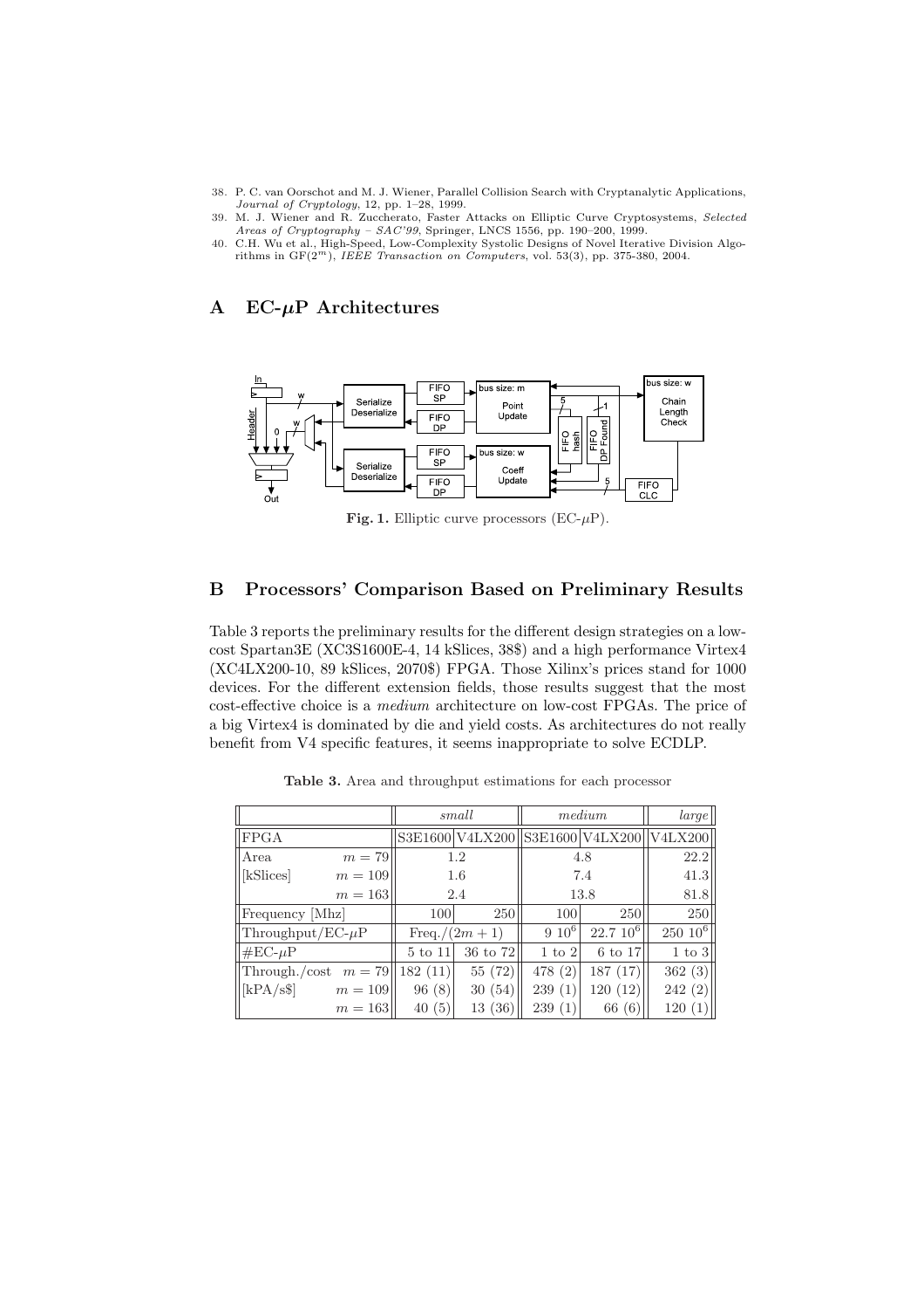38. P. C. van Oorschot and M. J. Wiener, Parallel Collision Search with Cryptanalytic Applications, *Journal of Cryptology*, 12, pp. 1–28, 1999.
39. M. J. Wiener and R. Zuccherato, Faster Attacks on Elliptic Curve Cryptosystems, *Selected Areas of Cryptography – SAC'99*, Springer, LNCS 1556, pp. 190–200, 1999.
40. C.H. Wu et al., High-Speed, Low-Complexity Systolic Designs of Novel Iterative Division Algorithms in GF($2^m$), *IEEE Transaction on Computers*, vol. 53(3), pp. 375-380, 2004.

# A EC-$\mu$P Architectures

**Fig. 1.** Elliptic curve processors (EC-$\mu$P).

# B Processors' Comparison Based on Preliminary Results

Table 3 reports the preliminary results for the different design strategies on a low-cost Spartan3E (XC3S1600E-4, 14 kSlices, 38$) and a high performance Virtex4 (XC4LX200-10, 89 kSlices, 2070$) FPGA. Those Xilinx's prices stand for 1000 devices. For the different extension fields, those results suggest that the most cost-effective choice is a *medium* architecture on low-cost FPGAs. The price of a big Virtex4 is dominated by die and yield costs. As architectures do not really benefit from V4 specific features, it seems inappropriate to solve ECDLP.

**Table 3.** Area and throughput estimations for each processor

| | | *small* | | *medium* | | *large* |
|---|---|---|---|---|---|---|
| FPGA | | S3E1600 | V4LX200 | S3E1600 | V4LX200 | V4LX200 |
| Area | $m = 79$ | 1.2 | | 4.8 | | 22.2 |
| [kSlices] | $m = 109$ | 1.6 | | 7.4 | | 41.3 |
| | $m = 163$ | 2.4 | | 13.8 | | 81.8 |
| Frequency [Mhz] | | 100 | 250 | 100 | 250 | 250 |
| Throughput/EC-$\mu$P | | Freq./$(2m+1)$ | | $9\ 10^6$ | $22.7\ 10^6$ | $250\ 10^6$ |
| #EC-$\mu$P | | 5 to 11 | 36 to 72 | 1 to 2 | 6 to 17 | 1 to 3 |
| Through./cost | $m = 79$ | 182 (11) | 55 (72) | 478 (2) | 187 (17) | 362 (3) |
| [kPA/s$] | $m = 109$ | 96 (8) | 30 (54) | 239 (1) | 120 (12) | 242 (2) |
| | $m = 163$ | 40 (5) | 13 (36) | 239 (1) | 66 (6) | 120 (1) |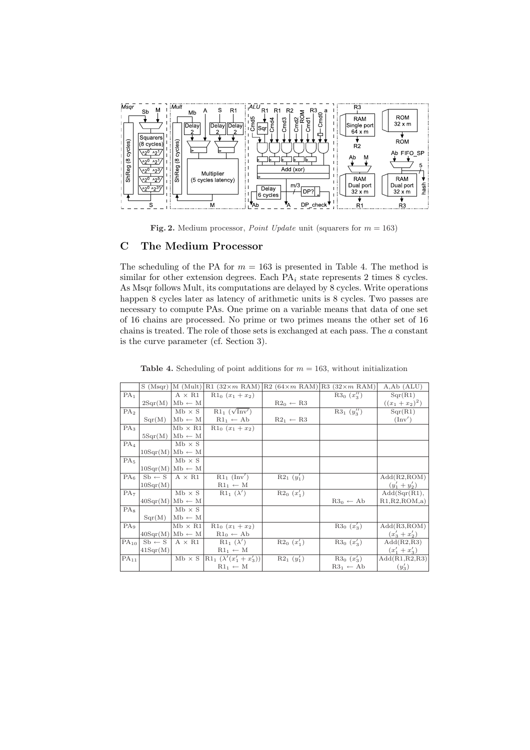Msqr
Sb M
Squarers (8 cycles)
ShReg (8 cycles)
S
Mult
Mb A S R1
Delay 2
Delay 2
Delay 2
ShReg (8 cycles)
Multiplier (5 cycles latency)
M
ALU
R1 R1 R2 ROM R3 a
Cmd5 Cmd4 Cmd3 Cmd2 Cmd1 Cmd0
Sqr
Add (xor)
Delay 6 cycles
m/3
DP?
Ab A DP_check
R3
RAM Single port 64 x m
R2
Ab M
RAM Dual port 32 x m
R1
ROM 32 x m
ROM
Ab FIFO_SP
5
RAM Dual port 32 x m
hash
R3

**Fig. 2.** Medium processor, *Point Update* unit (squarers for $m = 163$)

## C The Medium Processor

The scheduling of the PA for $m = 163$ is presented in Table 4. The method is similar for other extension degrees. Each $\mathrm{PA}_i$ state represents 2 times 8 cycles. As Msqr follows Mult, its computations are delayed by 8 cycles. Write operations happen 8 cycles later as latency of arithmetic units is 8 cycles. Two passes are necessary to compute PAs. One prime on a variable means that data of one set of 16 chains are processed. No prime or two primes means the other set of 16 chains is treated. The role of those sets is exchanged at each pass. The $a$ constant is the curve parameter (cf. Section 3).

**Table 4.** Scheduling of point additions for $m = 163$, without initialization

| | S (Msqr) | M (Mult) | R1 ($32{\times}m$ RAM) | R2 ($64{\times}m$ RAM) | R3 ($32{\times}m$ RAM) | A,Ab (ALU) |
|---|---|---|---|---|---|---|
| $\mathrm{PA}_1$ | | A × R1 | $\mathrm{R1}_0$ $(x_1 + x_2)$ | | $\mathrm{R3}_0$ $(x_3'')$ | Sqr(R1) |
| | 2Sqr(M) | Mb ← M | | $\mathrm{R2}_0$ ← R3 | | $((x_1 + x_2)^2)$ |
| $\mathrm{PA}_2$ | | Mb × S | $\mathrm{R1}_1$ $(\sqrt{\mathrm{Inv}'})$ | | $\mathrm{R3}_1$ $(y_3'')$ | Sqr(R1) |
| | Sqr(M) | Mb ← M | $\mathrm{R1}_1$ ← Ab | $\mathrm{R2}_1$ ← R3 | | $(\mathrm{Inv}')$ |
| $\mathrm{PA}_3$ | | Mb × R1 | $\mathrm{R1}_0$ $(x_1 + x_2)$ | | | |
| | 5Sqr(M) | Mb ← M | | | | |
| $\mathrm{PA}_4$ | | Mb × S | | | | |
| | 10Sqr(M) | Mb ← M | | | | |
| $\mathrm{PA}_5$ | | Mb × S | | | | |
| | 10Sqr(M) | Mb ← M | | | | |
| $\mathrm{PA}_6$ | Sb ← S | A × R1 | $\mathrm{R1}_1$ $(\mathrm{Inv}')$ | $\mathrm{R2}_1$ $(y_1')$ | | Add(R2,ROM) |
| | 10Sqr(M) | | $\mathrm{R1}_1$ ← M | | | $(y_1' + y_2')$ |
| $\mathrm{PA}_7$ | | Mb × S | $\mathrm{R1}_1$ $(\lambda')$ | $\mathrm{R2}_0$ $(x_1')$ | | Add(Sqr(R1), |
| | 40Sqr(M) | Mb ← M | | | $\mathrm{R3}_0$ ← Ab | R1,R2,ROM,a) |
| $\mathrm{PA}_8$ | | Mb × S | | | | |
| | Sqr(M) | Mb ← M | | | | |
| $\mathrm{PA}_9$ | | Mb × R1 | $\mathrm{R1}_0$ $(x_1 + x_2)$ | | $\mathrm{R3}_0$ $(x_3')$ | Add(R3,ROM) |
| | 40Sqr(M) | Mb ← M | $\mathrm{R1}_0$ ← Ab | | | $(x_3' + x_2')$ |
| $\mathrm{PA}_{10}$ | Sb ← S | A × R1 | $\mathrm{R1}_1$ $(\lambda')$ | $\mathrm{R2}_0$ $(x_1')$ | $\mathrm{R3}_0$ $(x_3')$ | Add(R2,R3) |
| | 41Sqr(M) | | $\mathrm{R1}_1$ ← M | | | $(x_1' + x_3')$ |
| $\mathrm{PA}_{11}$ | | Mb × S | $\mathrm{R1}_1$ $(\lambda'(x_1' + x_3'))$ | $\mathrm{R2}_1$ $(y_1')$ | $\mathrm{R3}_0$ $(x_3')$ | Add(R1,R2,R3) |
| | | | $\mathrm{R1}_1$ ← M | | $\mathrm{R3}_1$ ← Ab | $(y_3')$ |